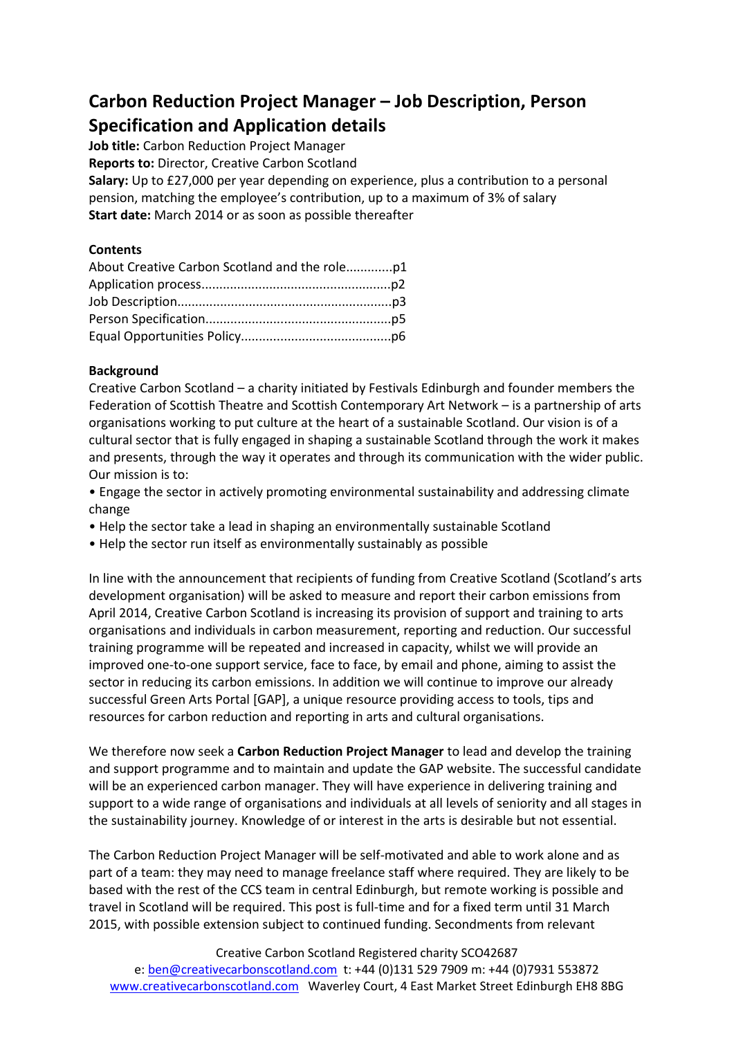# Carbon Reduction Project Manager – Job Description, Person Specification and Application details

**Job title:** Carbon Reduction Project Manager
**Reports to:** Director, Creative Carbon Scotland
**Salary:** Up to £27,000 per year depending on experience, plus a contribution to a personal pension, matching the employee's contribution, up to a maximum of 3% of salary
**Start date:** March 2014 or as soon as possible thereafter

**Contents**

About Creative Carbon Scotland and the role............p1
Application process....................................................p2
Job Description...........................................................p3
Person Specification...................................................p5
Equal Opportunities Policy..........................................p6

**Background**

Creative Carbon Scotland – a charity initiated by Festivals Edinburgh and founder members the Federation of Scottish Theatre and Scottish Contemporary Art Network – is a partnership of arts organisations working to put culture at the heart of a sustainable Scotland. Our vision is of a cultural sector that is fully engaged in shaping a sustainable Scotland through the work it makes and presents, through the way it operates and through its communication with the wider public. Our mission is to:

- Engage the sector in actively promoting environmental sustainability and addressing climate change
- Help the sector take a lead in shaping an environmentally sustainable Scotland
- Help the sector run itself as environmentally sustainably as possible

In line with the announcement that recipients of funding from Creative Scotland (Scotland's arts development organisation) will be asked to measure and report their carbon emissions from April 2014, Creative Carbon Scotland is increasing its provision of support and training to arts organisations and individuals in carbon measurement, reporting and reduction. Our successful training programme will be repeated and increased in capacity, whilst we will provide an improved one-to-one support service, face to face, by email and phone, aiming to assist the sector in reducing its carbon emissions. In addition we will continue to improve our already successful Green Arts Portal [GAP], a unique resource providing access to tools, tips and resources for carbon reduction and reporting in arts and cultural organisations.

We therefore now seek a **Carbon Reduction Project Manager** to lead and develop the training and support programme and to maintain and update the GAP website. The successful candidate will be an experienced carbon manager. They will have experience in delivering training and support to a wide range of organisations and individuals at all levels of seniority and all stages in the sustainability journey. Knowledge of or interest in the arts is desirable but not essential.

The Carbon Reduction Project Manager will be self-motivated and able to work alone and as part of a team: they may need to manage freelance staff where required. They are likely to be based with the rest of the CCS team in central Edinburgh, but remote working is possible and travel in Scotland will be required. This post is full-time and for a fixed term until 31 March 2015, with possible extension subject to continued funding. Secondments from relevant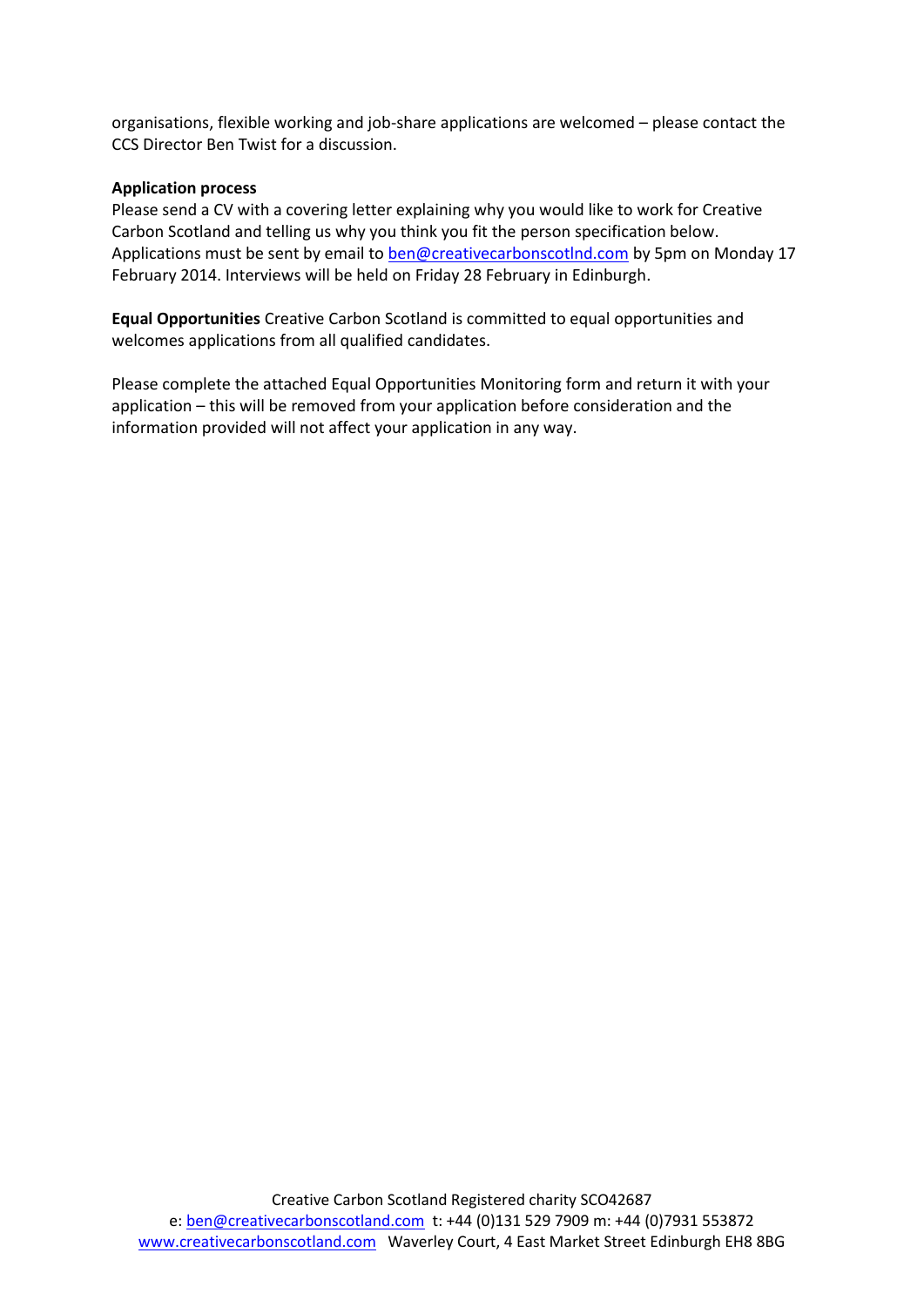organisations, flexible working and job-share applications are welcomed – please contact the CCS Director Ben Twist for a discussion.

**Application process**

Please send a CV with a covering letter explaining why you would like to work for Creative Carbon Scotland and telling us why you think you fit the person specification below. Applications must be sent by email to ben@creativecarbonscotlnd.com by 5pm on Monday 17 February 2014. Interviews will be held on Friday 28 February in Edinburgh.

**Equal Opportunities** Creative Carbon Scotland is committed to equal opportunities and welcomes applications from all qualified candidates.

Please complete the attached Equal Opportunities Monitoring form and return it with your application – this will be removed from your application before consideration and the information provided will not affect your application in any way.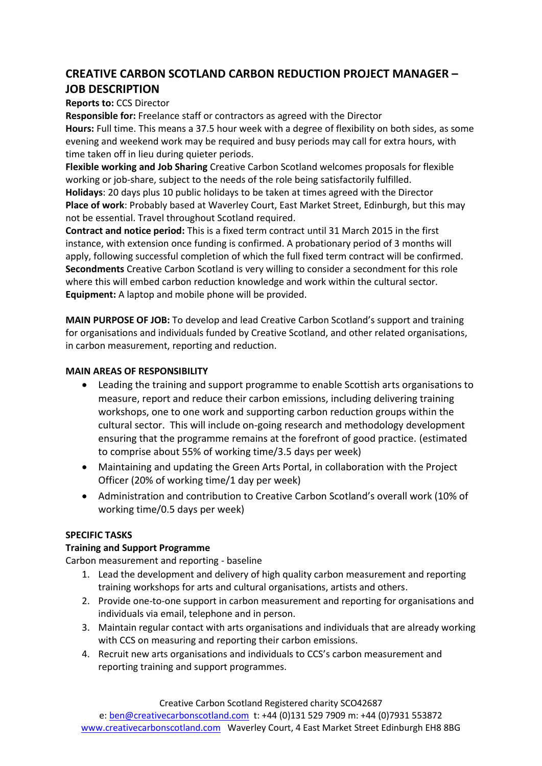# CREATIVE CARBON SCOTLAND CARBON REDUCTION PROJECT MANAGER – JOB DESCRIPTION

**Reports to:** CCS Director

**Responsible for:** Freelance staff or contractors as agreed with the Director

**Hours:** Full time. This means a 37.5 hour week with a degree of flexibility on both sides, as some evening and weekend work may be required and busy periods may call for extra hours, with time taken off in lieu during quieter periods.

**Flexible working and Job Sharing** Creative Carbon Scotland welcomes proposals for flexible working or job-share, subject to the needs of the role being satisfactorily fulfilled.

**Holidays**: 20 days plus 10 public holidays to be taken at times agreed with the Director

**Place of work**: Probably based at Waverley Court, East Market Street, Edinburgh, but this may not be essential. Travel throughout Scotland required.

**Contract and notice period:** This is a fixed term contract until 31 March 2015 in the first instance, with extension once funding is confirmed. A probationary period of 3 months will apply, following successful completion of which the full fixed term contract will be confirmed.

**Secondments** Creative Carbon Scotland is very willing to consider a secondment for this role where this will embed carbon reduction knowledge and work within the cultural sector.

**Equipment:** A laptop and mobile phone will be provided.

**MAIN PURPOSE OF JOB:** To develop and lead Creative Carbon Scotland's support and training for organisations and individuals funded by Creative Scotland, and other related organisations, in carbon measurement, reporting and reduction.

## MAIN AREAS OF RESPONSIBILITY

- Leading the training and support programme to enable Scottish arts organisations to measure, report and reduce their carbon emissions, including delivering training workshops, one to one work and supporting carbon reduction groups within the cultural sector. This will include on-going research and methodology development ensuring that the programme remains at the forefront of good practice. (estimated to comprise about 55% of working time/3.5 days per week)
- Maintaining and updating the Green Arts Portal, in collaboration with the Project Officer (20% of working time/1 day per week)
- Administration and contribution to Creative Carbon Scotland's overall work (10% of working time/0.5 days per week)

## SPECIFIC TASKS

### Training and Support Programme

Carbon measurement and reporting - baseline

1. Lead the development and delivery of high quality carbon measurement and reporting training workshops for arts and cultural organisations, artists and others.
2. Provide one-to-one support in carbon measurement and reporting for organisations and individuals via email, telephone and in person.
3. Maintain regular contact with arts organisations and individuals that are already working with CCS on measuring and reporting their carbon emissions.
4. Recruit new arts organisations and individuals to CCS's carbon measurement and reporting training and support programmes.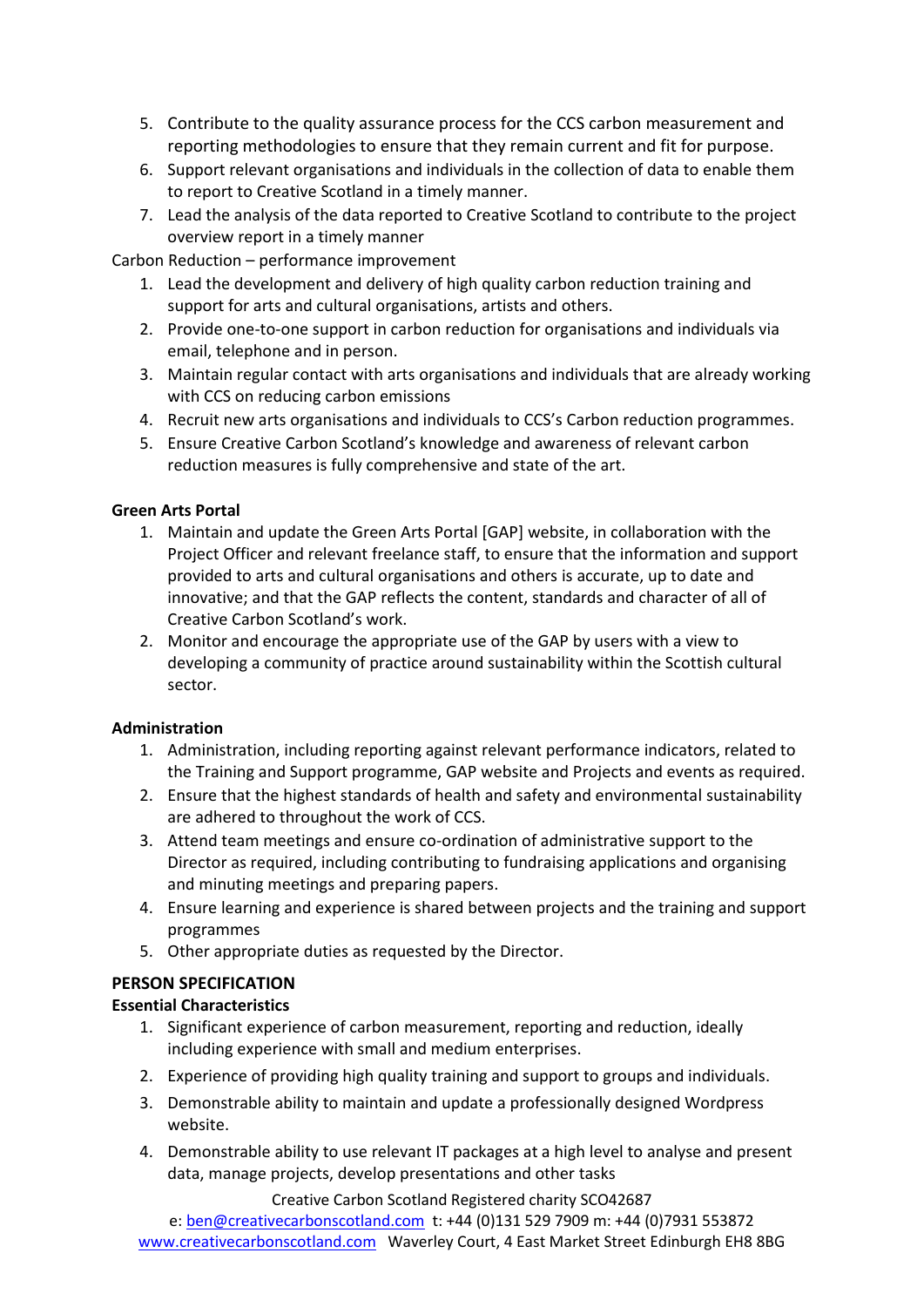5. Contribute to the quality assurance process for the CCS carbon measurement and reporting methodologies to ensure that they remain current and fit for purpose.
6. Support relevant organisations and individuals in the collection of data to enable them to report to Creative Scotland in a timely manner.
7. Lead the analysis of the data reported to Creative Scotland to contribute to the project overview report in a timely manner

Carbon Reduction – performance improvement

1. Lead the development and delivery of high quality carbon reduction training and support for arts and cultural organisations, artists and others.
2. Provide one-to-one support in carbon reduction for organisations and individuals via email, telephone and in person.
3. Maintain regular contact with arts organisations and individuals that are already working with CCS on reducing carbon emissions
4. Recruit new arts organisations and individuals to CCS's Carbon reduction programmes.
5. Ensure Creative Carbon Scotland's knowledge and awareness of relevant carbon reduction measures is fully comprehensive and state of the art.

**Green Arts Portal**

1. Maintain and update the Green Arts Portal [GAP] website, in collaboration with the Project Officer and relevant freelance staff, to ensure that the information and support provided to arts and cultural organisations and others is accurate, up to date and innovative; and that the GAP reflects the content, standards and character of all of Creative Carbon Scotland's work.
2. Monitor and encourage the appropriate use of the GAP by users with a view to developing a community of practice around sustainability within the Scottish cultural sector.

**Administration**

1. Administration, including reporting against relevant performance indicators, related to the Training and Support programme, GAP website and Projects and events as required.
2. Ensure that the highest standards of health and safety and environmental sustainability are adhered to throughout the work of CCS.
3. Attend team meetings and ensure co-ordination of administrative support to the Director as required, including contributing to fundraising applications and organising and minuting meetings and preparing papers.
4. Ensure learning and experience is shared between projects and the training and support programmes
5. Other appropriate duties as requested by the Director.

**PERSON SPECIFICATION**

**Essential Characteristics**

1. Significant experience of carbon measurement, reporting and reduction, ideally including experience with small and medium enterprises.
2. Experience of providing high quality training and support to groups and individuals.
3. Demonstrable ability to maintain and update a professionally designed Wordpress website.
4. Demonstrable ability to use relevant IT packages at a high level to analyse and present data, manage projects, develop presentations and other tasks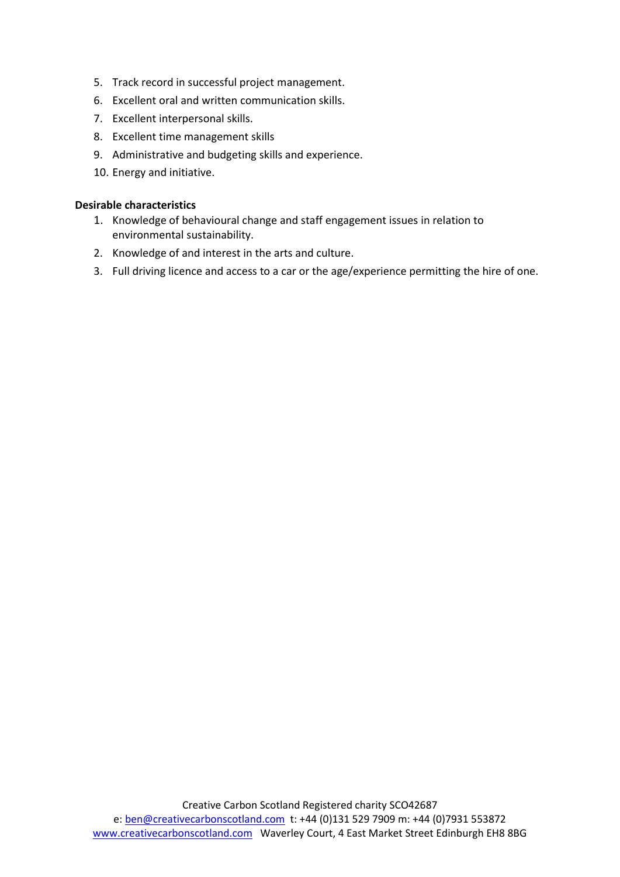5. Track record in successful project management.
6. Excellent oral and written communication skills.
7. Excellent interpersonal skills.
8. Excellent time management skills
9. Administrative and budgeting skills and experience.
10. Energy and initiative.

**Desirable characteristics**

1. Knowledge of behavioural change and staff engagement issues in relation to environmental sustainability.
2. Knowledge of and interest in the arts and culture.
3. Full driving licence and access to a car or the age/experience permitting the hire of one.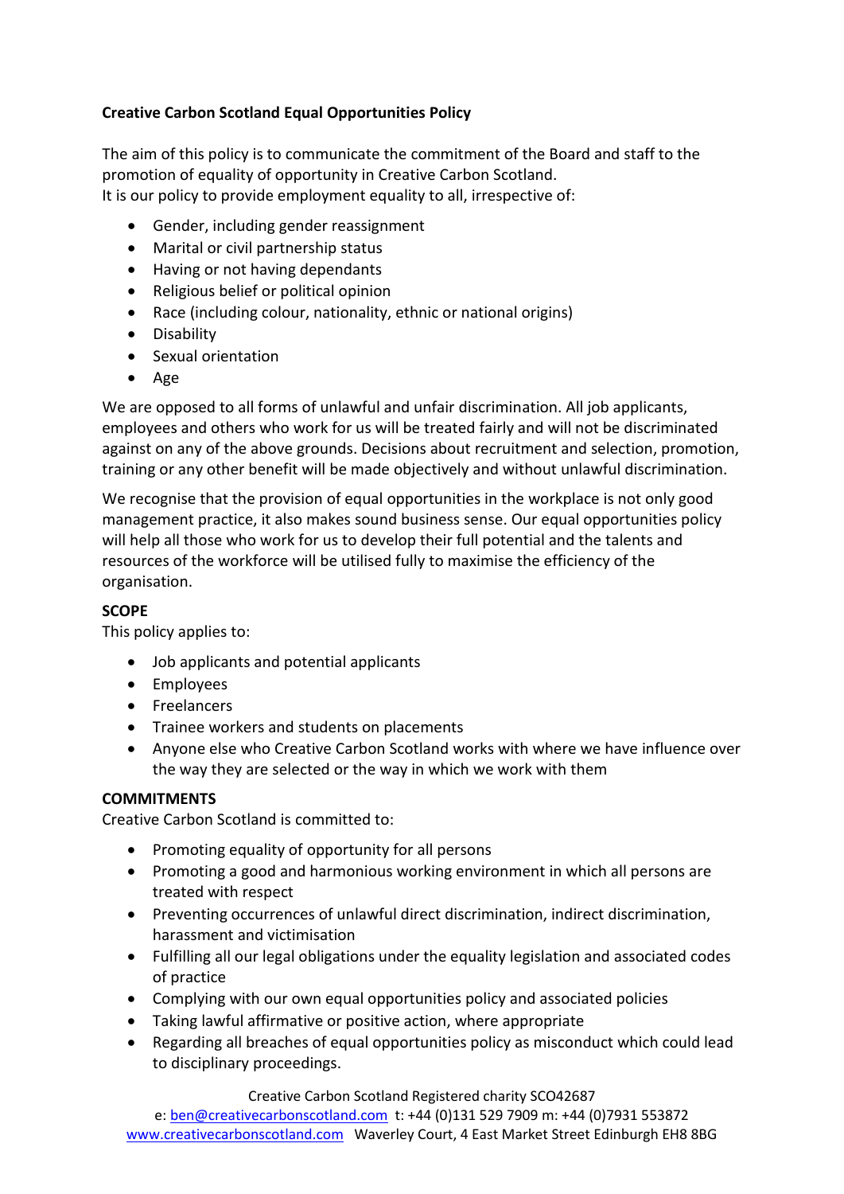**Creative Carbon Scotland Equal Opportunities Policy**

The aim of this policy is to communicate the commitment of the Board and staff to the promotion of equality of opportunity in Creative Carbon Scotland.
It is our policy to provide employment equality to all, irrespective of:

- Gender, including gender reassignment
- Marital or civil partnership status
- Having or not having dependants
- Religious belief or political opinion
- Race (including colour, nationality, ethnic or national origins)
- Disability
- Sexual orientation
- Age

We are opposed to all forms of unlawful and unfair discrimination. All job applicants, employees and others who work for us will be treated fairly and will not be discriminated against on any of the above grounds. Decisions about recruitment and selection, promotion, training or any other benefit will be made objectively and without unlawful discrimination.

We recognise that the provision of equal opportunities in the workplace is not only good management practice, it also makes sound business sense. Our equal opportunities policy will help all those who work for us to develop their full potential and the talents and resources of the workforce will be utilised fully to maximise the efficiency of the organisation.

**SCOPE**

This policy applies to:

- Job applicants and potential applicants
- Employees
- Freelancers
- Trainee workers and students on placements
- Anyone else who Creative Carbon Scotland works with where we have influence over the way they are selected or the way in which we work with them

**COMMITMENTS**

Creative Carbon Scotland is committed to:

- Promoting equality of opportunity for all persons
- Promoting a good and harmonious working environment in which all persons are treated with respect
- Preventing occurrences of unlawful direct discrimination, indirect discrimination, harassment and victimisation
- Fulfilling all our legal obligations under the equality legislation and associated codes of practice
- Complying with our own equal opportunities policy and associated policies
- Taking lawful affirmative or positive action, where appropriate
- Regarding all breaches of equal opportunities policy as misconduct which could lead to disciplinary proceedings.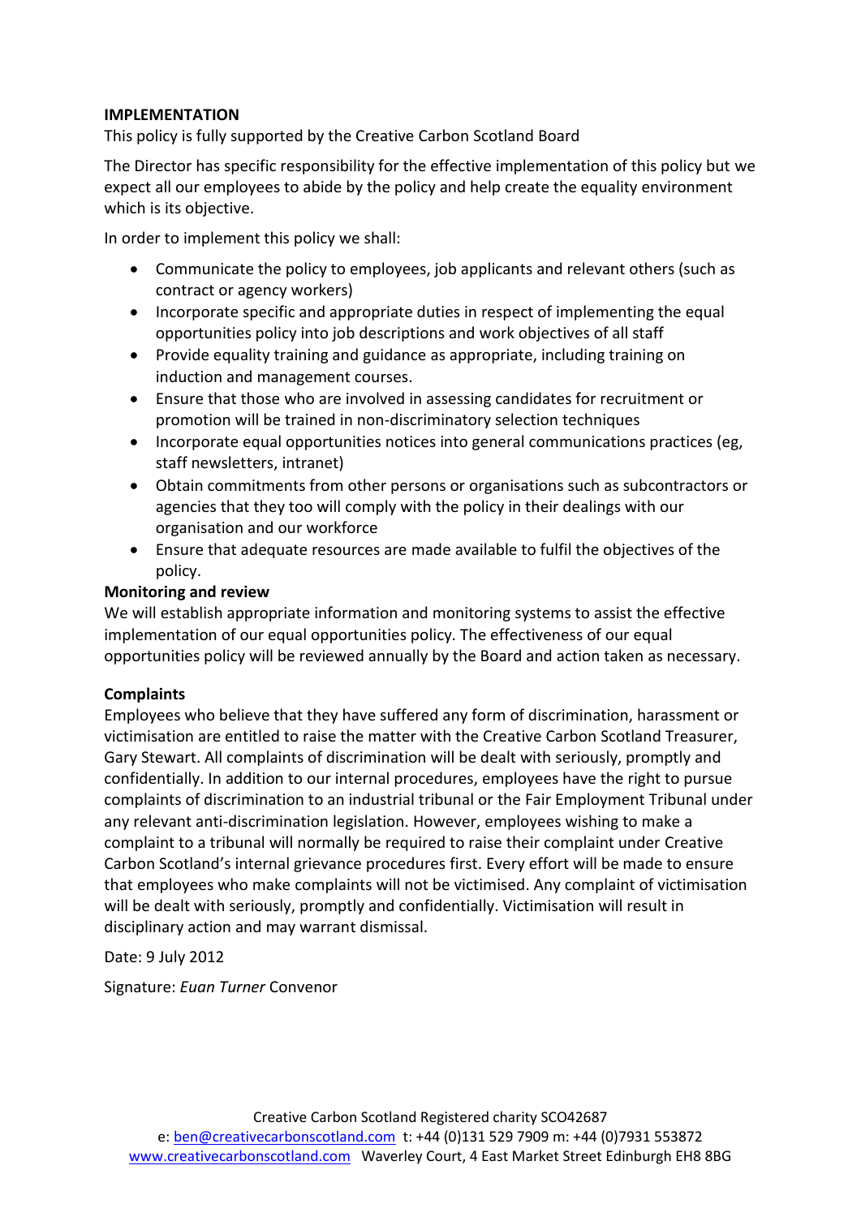**IMPLEMENTATION**

This policy is fully supported by the Creative Carbon Scotland Board

The Director has specific responsibility for the effective implementation of this policy but we expect all our employees to abide by the policy and help create the equality environment which is its objective.

In order to implement this policy we shall:

- Communicate the policy to employees, job applicants and relevant others (such as contract or agency workers)
- Incorporate specific and appropriate duties in respect of implementing the equal opportunities policy into job descriptions and work objectives of all staff
- Provide equality training and guidance as appropriate, including training on induction and management courses.
- Ensure that those who are involved in assessing candidates for recruitment or promotion will be trained in non-discriminatory selection techniques
- Incorporate equal opportunities notices into general communications practices (eg, staff newsletters, intranet)
- Obtain commitments from other persons or organisations such as subcontractors or agencies that they too will comply with the policy in their dealings with our organisation and our workforce
- Ensure that adequate resources are made available to fulfil the objectives of the policy.

**Monitoring and review**

We will establish appropriate information and monitoring systems to assist the effective implementation of our equal opportunities policy. The effectiveness of our equal opportunities policy will be reviewed annually by the Board and action taken as necessary.

**Complaints**

Employees who believe that they have suffered any form of discrimination, harassment or victimisation are entitled to raise the matter with the Creative Carbon Scotland Treasurer, Gary Stewart. All complaints of discrimination will be dealt with seriously, promptly and confidentially. In addition to our internal procedures, employees have the right to pursue complaints of discrimination to an industrial tribunal or the Fair Employment Tribunal under any relevant anti-discrimination legislation. However, employees wishing to make a complaint to a tribunal will normally be required to raise their complaint under Creative Carbon Scotland's internal grievance procedures first. Every effort will be made to ensure that employees who make complaints will not be victimised. Any complaint of victimisation will be dealt with seriously, promptly and confidentially. Victimisation will result in disciplinary action and may warrant dismissal.

Date: 9 July 2012

Signature: *Euan Turner* Convenor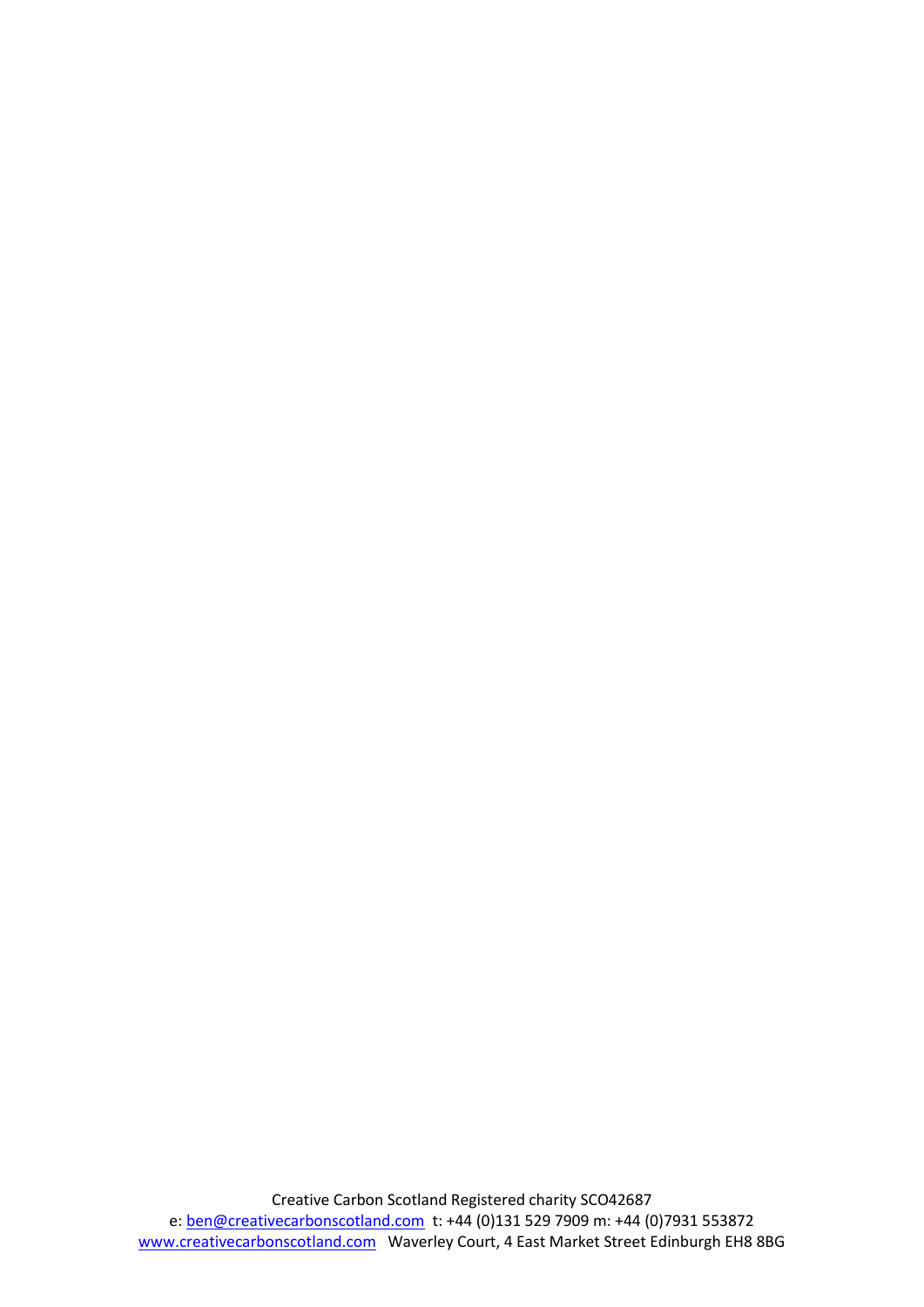Creative Carbon Scotland Registered charity SCO42687

e: ben@creativecarbonscotland.com t: +44 (0)131 529 7909 m: +44 (0)7931 553872

www.creativecarbonscotland.com Waverley Court, 4 East Market Street Edinburgh EH8 8BG